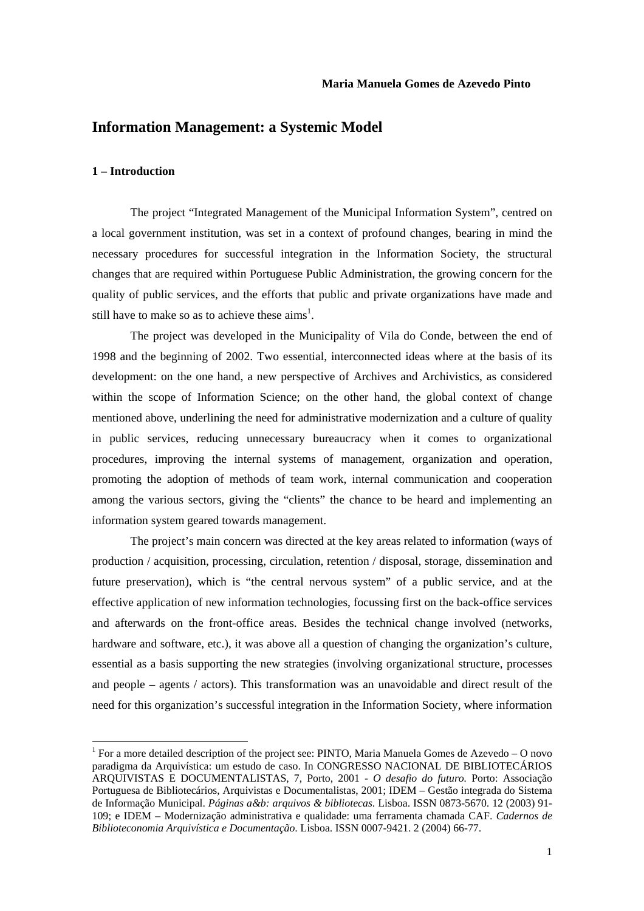**Maria Manuela Gomes de Azevedo Pinto**

# Information Management: a Systemic Model

## 1 – Introduction

The project "Integrated Management of the Municipal Information System", centred on a local government institution, was set in a context of profound changes, bearing in mind the necessary procedures for successful integration in the Information Society, the structural changes that are required within Portuguese Public Administration, the growing concern for the quality of public services, and the efforts that public and private organizations have made and still have to make so as to achieve these aims[1].

The project was developed in the Municipality of Vila do Conde, between the end of 1998 and the beginning of 2002. Two essential, interconnected ideas where at the basis of its development: on the one hand, a new perspective of Archives and Archivistics, as considered within the scope of Information Science; on the other hand, the global context of change mentioned above, underlining the need for administrative modernization and a culture of quality in public services, reducing unnecessary bureaucracy when it comes to organizational procedures, improving the internal systems of management, organization and operation, promoting the adoption of methods of team work, internal communication and cooperation among the various sectors, giving the "clients" the chance to be heard and implementing an information system geared towards management.

The project's main concern was directed at the key areas related to information (ways of production / acquisition, processing, circulation, retention / disposal, storage, dissemination and future preservation), which is "the central nervous system" of a public service, and at the effective application of new information technologies, focussing first on the back-office services and afterwards on the front-office areas. Besides the technical change involved (networks, hardware and software, etc.), it was above all a question of changing the organization's culture, essential as a basis supporting the new strategies (involving organizational structure, processes and people – agents / actors). This transformation was an unavoidable and direct result of the need for this organization's successful integration in the Information Society, where information

[1] For a more detailed description of the project see: PINTO, Maria Manuela Gomes de Azevedo – O novo paradigma da Arquivística: um estudo de caso. In CONGRESSO NACIONAL DE BIBLIOTECÁRIOS ARQUIVISTAS E DOCUMENTALISTAS, 7, Porto, 2001 - *O desafio do futuro.* Porto: Associação Portuguesa de Bibliotecários, Arquivistas e Documentalistas, 2001; IDEM – Gestão integrada do Sistema de Informação Municipal. *Páginas a&b: arquivos & bibliotecas*. Lisboa. ISSN 0873-5670. 12 (2003) 91-109; e IDEM – Modernização administrativa e qualidade: uma ferramenta chamada CAF. *Cadernos de Biblioteconomia Arquivística e Documentação*. Lisboa. ISSN 0007-9421. 2 (2004) 66-77.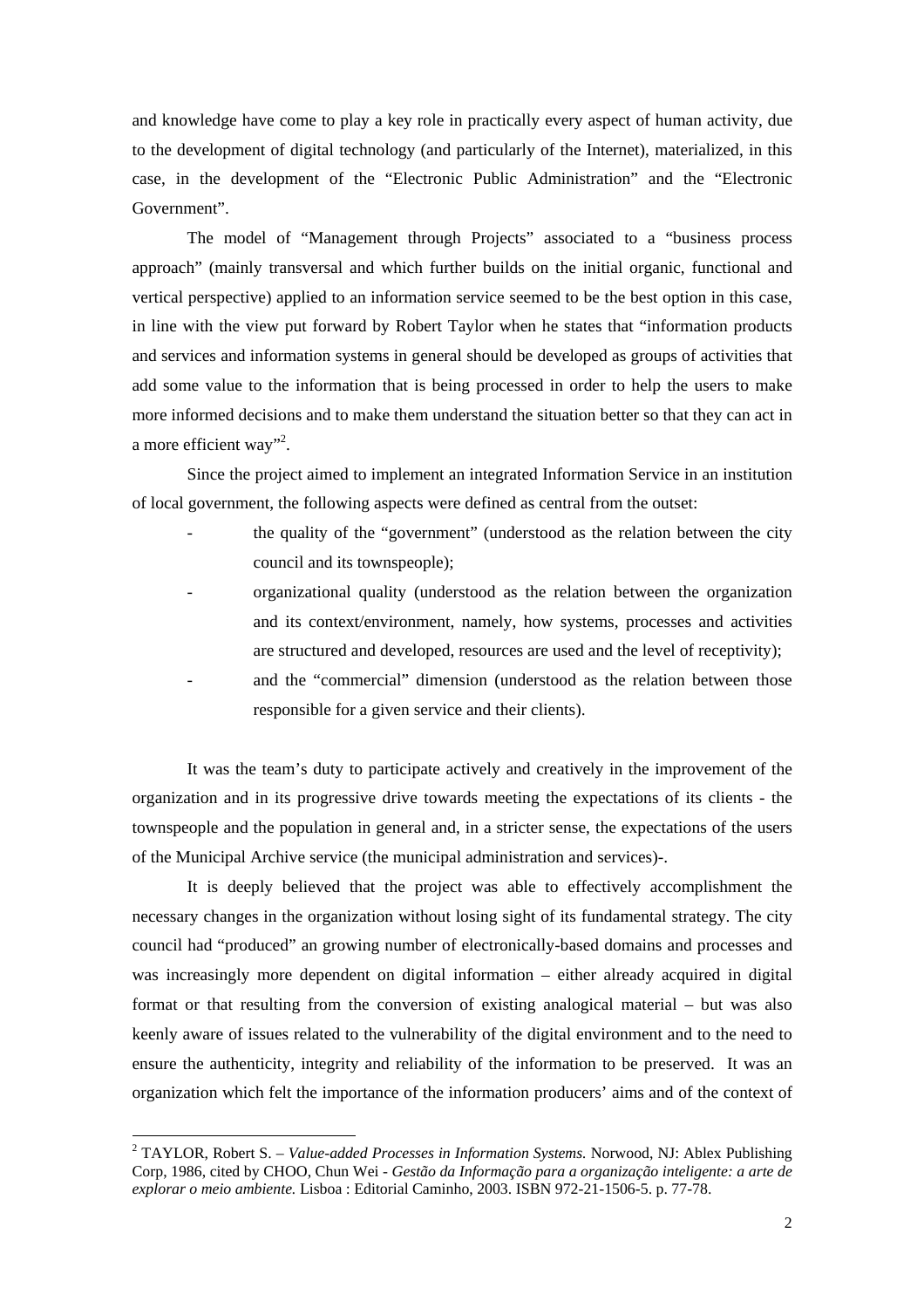and knowledge have come to play a key role in practically every aspect of human activity, due to the development of digital technology (and particularly of the Internet), materialized, in this case, in the development of the "Electronic Public Administration" and the "Electronic Government".

The model of "Management through Projects" associated to a "business process approach" (mainly transversal and which further builds on the initial organic, functional and vertical perspective) applied to an information service seemed to be the best option in this case, in line with the view put forward by Robert Taylor when he states that "information products and services and information systems in general should be developed as groups of activities that add some value to the information that is being processed in order to help the users to make more informed decisions and to make them understand the situation better so that they can act in a more efficient way"[2].

Since the project aimed to implement an integrated Information Service in an institution of local government, the following aspects were defined as central from the outset:

- the quality of the "government" (understood as the relation between the city council and its townspeople);
- organizational quality (understood as the relation between the organization and its context/environment, namely, how systems, processes and activities are structured and developed, resources are used and the level of receptivity);
- and the "commercial" dimension (understood as the relation between those responsible for a given service and their clients).

It was the team's duty to participate actively and creatively in the improvement of the organization and in its progressive drive towards meeting the expectations of its clients - the townspeople and the population in general and, in a stricter sense, the expectations of the users of the Municipal Archive service (the municipal administration and services)-.

It is deeply believed that the project was able to effectively accomplishment the necessary changes in the organization without losing sight of its fundamental strategy. The city council had "produced" an growing number of electronically-based domains and processes and was increasingly more dependent on digital information – either already acquired in digital format or that resulting from the conversion of existing analogical material – but was also keenly aware of issues related to the vulnerability of the digital environment and to the need to ensure the authenticity, integrity and reliability of the information to be preserved. It was an organization which felt the importance of the information producers' aims and of the context of

---

[2] TAYLOR, Robert S. – *Value-added Processes in Information Systems.* Norwood, NJ: Ablex Publishing Corp, 1986, cited by CHOO, Chun Wei - *Gestão da Informação para a organização inteligente: a arte de explorar o meio ambiente.* Lisboa : Editorial Caminho, 2003. ISBN 972-21-1506-5. p. 77-78.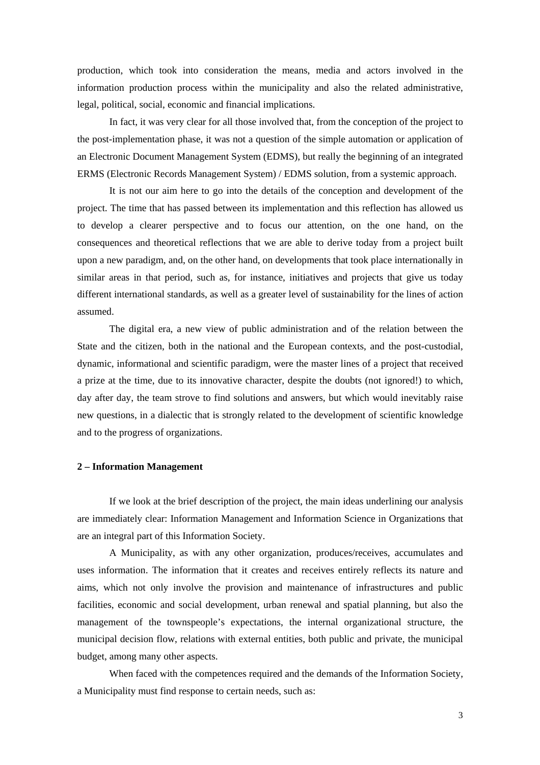production, which took into consideration the means, media and actors involved in the information production process within the municipality and also the related administrative, legal, political, social, economic and financial implications.

In fact, it was very clear for all those involved that, from the conception of the project to the post-implementation phase, it was not a question of the simple automation or application of an Electronic Document Management System (EDMS), but really the beginning of an integrated ERMS (Electronic Records Management System) / EDMS solution, from a systemic approach.

It is not our aim here to go into the details of the conception and development of the project. The time that has passed between its implementation and this reflection has allowed us to develop a clearer perspective and to focus our attention, on the one hand, on the consequences and theoretical reflections that we are able to derive today from a project built upon a new paradigm, and, on the other hand, on developments that took place internationally in similar areas in that period, such as, for instance, initiatives and projects that give us today different international standards, as well as a greater level of sustainability for the lines of action assumed.

The digital era, a new view of public administration and of the relation between the State and the citizen, both in the national and the European contexts, and the post-custodial, dynamic, informational and scientific paradigm, were the master lines of a project that received a prize at the time, due to its innovative character, despite the doubts (not ignored!) to which, day after day, the team strove to find solutions and answers, but which would inevitably raise new questions, in a dialectic that is strongly related to the development of scientific knowledge and to the progress of organizations.

**2 – Information Management**

If we look at the brief description of the project, the main ideas underlining our analysis are immediately clear: Information Management and Information Science in Organizations that are an integral part of this Information Society.

A Municipality, as with any other organization, produces/receives, accumulates and uses information. The information that it creates and receives entirely reflects its nature and aims, which not only involve the provision and maintenance of infrastructures and public facilities, economic and social development, urban renewal and spatial planning, but also the management of the townspeople's expectations, the internal organizational structure, the municipal decision flow, relations with external entities, both public and private, the municipal budget, among many other aspects.

When faced with the competences required and the demands of the Information Society, a Municipality must find response to certain needs, such as: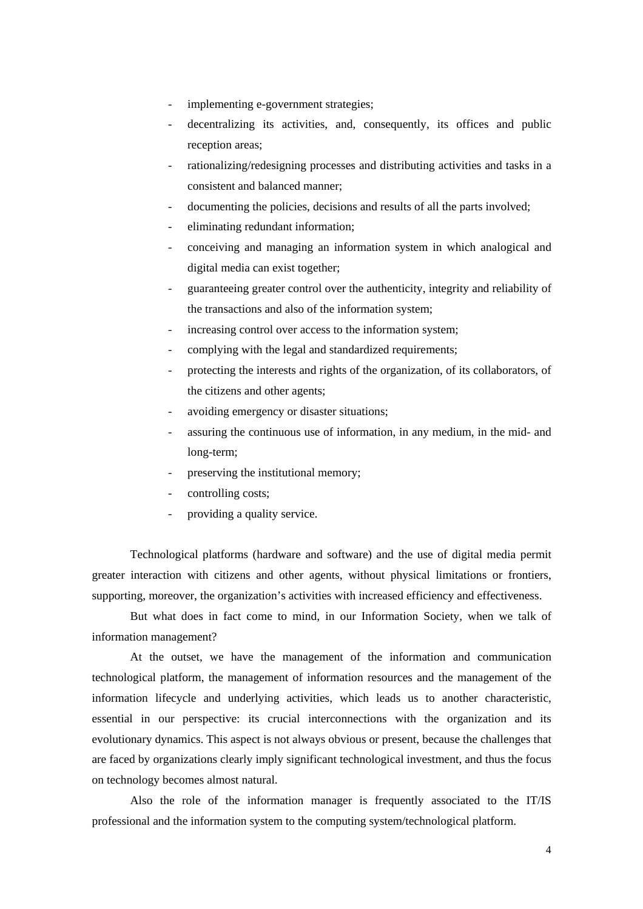- implementing e-government strategies;
- decentralizing its activities, and, consequently, its offices and public reception areas;
- rationalizing/redesigning processes and distributing activities and tasks in a consistent and balanced manner;
- documenting the policies, decisions and results of all the parts involved;
- eliminating redundant information;
- conceiving and managing an information system in which analogical and digital media can exist together;
- guaranteeing greater control over the authenticity, integrity and reliability of the transactions and also of the information system;
- increasing control over access to the information system;
- complying with the legal and standardized requirements;
- protecting the interests and rights of the organization, of its collaborators, of the citizens and other agents;
- avoiding emergency or disaster situations;
- assuring the continuous use of information, in any medium, in the mid- and long-term;
- preserving the institutional memory;
- controlling costs;
- providing a quality service.

Technological platforms (hardware and software) and the use of digital media permit greater interaction with citizens and other agents, without physical limitations or frontiers, supporting, moreover, the organization's activities with increased efficiency and effectiveness.

But what does in fact come to mind, in our Information Society, when we talk of information management?

At the outset, we have the management of the information and communication technological platform, the management of information resources and the management of the information lifecycle and underlying activities, which leads us to another characteristic, essential in our perspective: its crucial interconnections with the organization and its evolutionary dynamics. This aspect is not always obvious or present, because the challenges that are faced by organizations clearly imply significant technological investment, and thus the focus on technology becomes almost natural.

Also the role of the information manager is frequently associated to the IT/IS professional and the information system to the computing system/technological platform.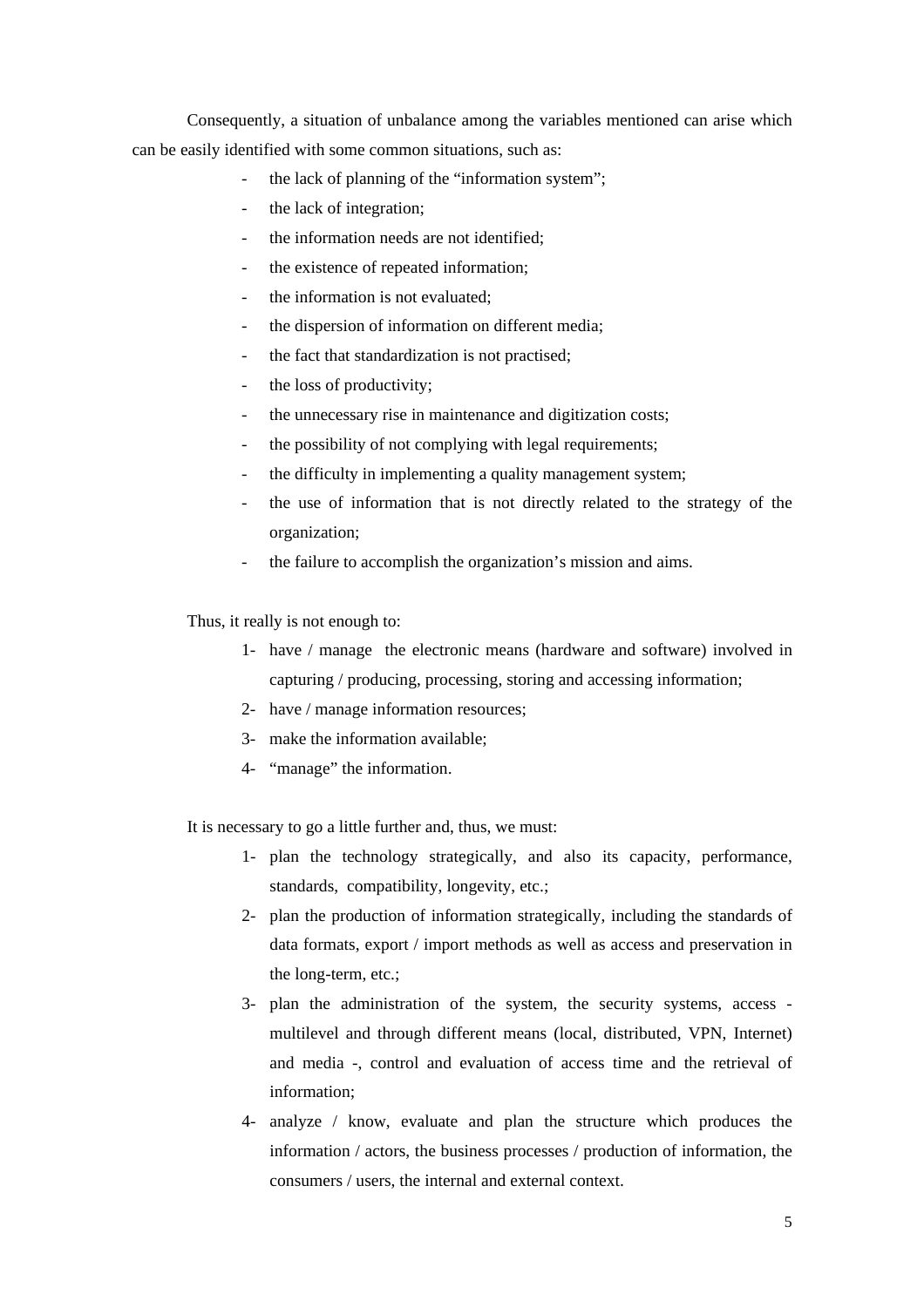Consequently, a situation of unbalance among the variables mentioned can arise which can be easily identified with some common situations, such as:

- the lack of planning of the "information system";
- the lack of integration;
- the information needs are not identified;
- the existence of repeated information;
- the information is not evaluated;
- the dispersion of information on different media;
- the fact that standardization is not practised;
- the loss of productivity;
- the unnecessary rise in maintenance and digitization costs;
- the possibility of not complying with legal requirements;
- the difficulty in implementing a quality management system;
- the use of information that is not directly related to the strategy of the organization;
- the failure to accomplish the organization's mission and aims.

Thus, it really is not enough to:

1- have / manage the electronic means (hardware and software) involved in capturing / producing, processing, storing and accessing information;
2- have / manage information resources;
3- make the information available;
4- "manage" the information.

It is necessary to go a little further and, thus, we must:

1- plan the technology strategically, and also its capacity, performance, standards, compatibility, longevity, etc.;
2- plan the production of information strategically, including the standards of data formats, export / import methods as well as access and preservation in the long-term, etc.;
3- plan the administration of the system, the security systems, access - multilevel and through different means (local, distributed, VPN, Internet) and media -, control and evaluation of access time and the retrieval of information;
4- analyze / know, evaluate and plan the structure which produces the information / actors, the business processes / production of information, the consumers / users, the internal and external context.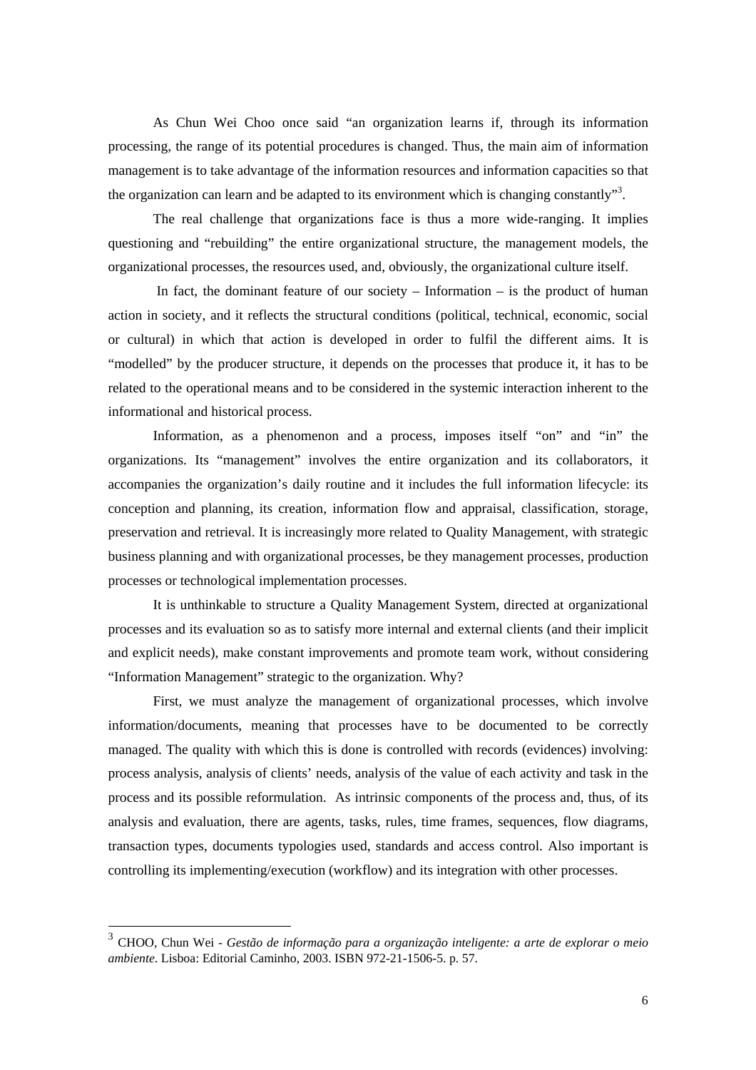As Chun Wei Choo once said "an organization learns if, through its information processing, the range of its potential procedures is changed. Thus, the main aim of information management is to take advantage of the information resources and information capacities so that the organization can learn and be adapted to its environment which is changing constantly"[3].

The real challenge that organizations face is thus a more wide-ranging. It implies questioning and "rebuilding" the entire organizational structure, the management models, the organizational processes, the resources used, and, obviously, the organizational culture itself.

In fact, the dominant feature of our society – Information – is the product of human action in society, and it reflects the structural conditions (political, technical, economic, social or cultural) in which that action is developed in order to fulfil the different aims. It is "modelled" by the producer structure, it depends on the processes that produce it, it has to be related to the operational means and to be considered in the systemic interaction inherent to the informational and historical process.

Information, as a phenomenon and a process, imposes itself "on" and "in" the organizations. Its "management" involves the entire organization and its collaborators, it accompanies the organization's daily routine and it includes the full information lifecycle: its conception and planning, its creation, information flow and appraisal, classification, storage, preservation and retrieval. It is increasingly more related to Quality Management, with strategic business planning and with organizational processes, be they management processes, production processes or technological implementation processes.

It is unthinkable to structure a Quality Management System, directed at organizational processes and its evaluation so as to satisfy more internal and external clients (and their implicit and explicit needs), make constant improvements and promote team work, without considering "Information Management" strategic to the organization. Why?

First, we must analyze the management of organizational processes, which involve information/documents, meaning that processes have to be documented to be correctly managed. The quality with which this is done is controlled with records (evidences) involving: process analysis, analysis of clients' needs, analysis of the value of each activity and task in the process and its possible reformulation. As intrinsic components of the process and, thus, of its analysis and evaluation, there are agents, tasks, rules, time frames, sequences, flow diagrams, transaction types, documents typologies used, standards and access control. Also important is controlling its implementing/execution (workflow) and its integration with other processes.

---

[3] CHOO, Chun Wei - *Gestão de informação para a organização inteligente: a arte de explorar o meio ambiente*. Lisboa: Editorial Caminho, 2003. ISBN 972-21-1506-5. p. 57.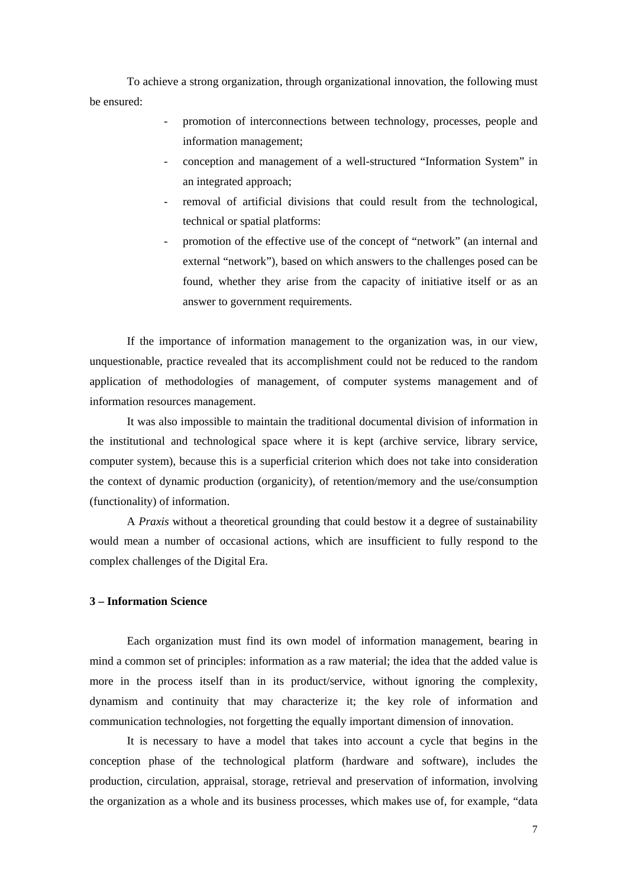To achieve a strong organization, through organizational innovation, the following must be ensured:

- promotion of interconnections between technology, processes, people and information management;
- conception and management of a well-structured "Information System" in an integrated approach;
- removal of artificial divisions that could result from the technological, technical or spatial platforms:
- promotion of the effective use of the concept of "network" (an internal and external "network"), based on which answers to the challenges posed can be found, whether they arise from the capacity of initiative itself or as an answer to government requirements.

If the importance of information management to the organization was, in our view, unquestionable, practice revealed that its accomplishment could not be reduced to the random application of methodologies of management, of computer systems management and of information resources management.

It was also impossible to maintain the traditional documental division of information in the institutional and technological space where it is kept (archive service, library service, computer system), because this is a superficial criterion which does not take into consideration the context of dynamic production (organicity), of retention/memory and the use/consumption (functionality) of information.

A *Praxis* without a theoretical grounding that could bestow it a degree of sustainability would mean a number of occasional actions, which are insufficient to fully respond to the complex challenges of the Digital Era.

## 3 – Information Science

Each organization must find its own model of information management, bearing in mind a common set of principles: information as a raw material; the idea that the added value is more in the process itself than in its product/service, without ignoring the complexity, dynamism and continuity that may characterize it; the key role of information and communication technologies, not forgetting the equally important dimension of innovation.

It is necessary to have a model that takes into account a cycle that begins in the conception phase of the technological platform (hardware and software), includes the production, circulation, appraisal, storage, retrieval and preservation of information, involving the organization as a whole and its business processes, which makes use of, for example, "data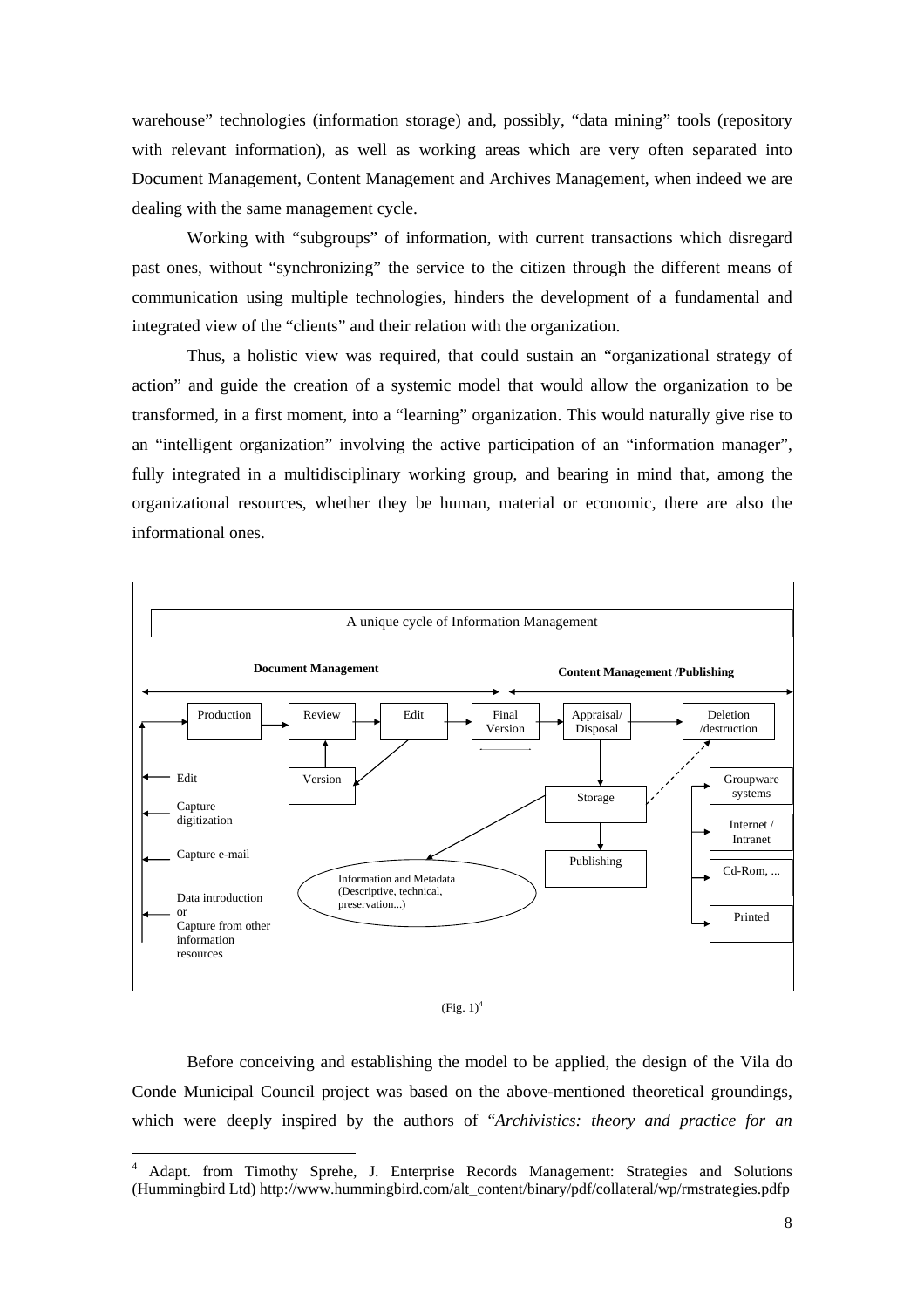warehouse" technologies (information storage) and, possibly, "data mining" tools (repository with relevant information), as well as working areas which are very often separated into Document Management, Content Management and Archives Management, when indeed we are dealing with the same management cycle.

Working with "subgroups" of information, with current transactions which disregard past ones, without "synchronizing" the service to the citizen through the different means of communication using multiple technologies, hinders the development of a fundamental and integrated view of the "clients" and their relation with the organization.

Thus, a holistic view was required, that could sustain an "organizational strategy of action" and guide the creation of a systemic model that would allow the organization to be transformed, in a first moment, into a "learning" organization. This would naturally give rise to an "intelligent organization" involving the active participation of an "information manager", fully integrated in a multidisciplinary working group, and bearing in mind that, among the organizational resources, whether they be human, material or economic, there are also the informational ones.

A unique cycle of Information Management

**Document Management** — **Content Management /Publishing**

Production → Review → Edit → Final Version → Appraisal/ Disposal → Deletion /destruction

Version

Edit
Capture digitization
Capture e-mail
Data introduction or Capture from other information resources

Storage
Publishing
Information and Metadata (Descriptive, technical, preservation...)

Groupware systems
Internet / Intranet
Cd-Rom, ...
Printed

(Fig. 1)[4]

Before conceiving and establishing the model to be applied, the design of the Vila do Conde Municipal Council project was based on the above-mentioned theoretical groundings, which were deeply inspired by the authors of "*Archivistics: theory and practice for an*

[4] Adapt. from Timothy Sprehe, J. Enterprise Records Management: Strategies and Solutions (Hummingbird Ltd) http://www.hummingbird.com/alt_content/binary/pdf/collateral/wp/rmstrategies.pdfp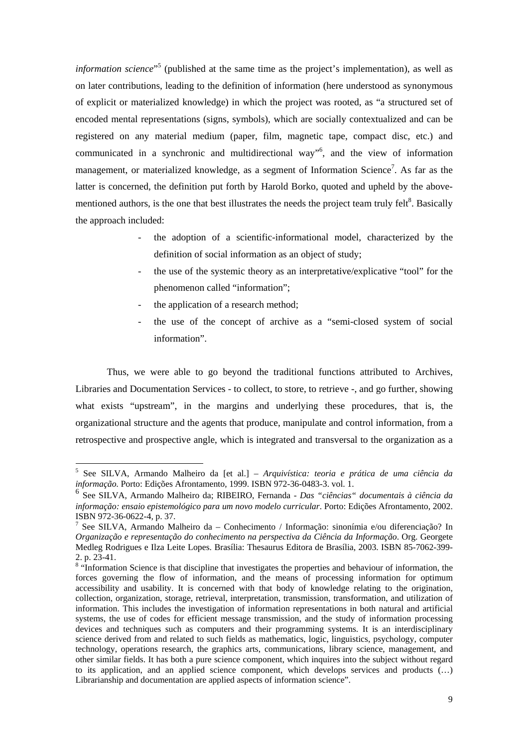*information science*"[5] (published at the same time as the project's implementation), as well as on later contributions, leading to the definition of information (here understood as synonymous of explicit or materialized knowledge) in which the project was rooted, as "a structured set of encoded mental representations (signs, symbols), which are socially contextualized and can be registered on any material medium (paper, film, magnetic tape, compact disc, etc.) and communicated in a synchronic and multidirectional way"[6], and the view of information management, or materialized knowledge, as a segment of Information Science[7]. As far as the latter is concerned, the definition put forth by Harold Borko, quoted and upheld by the above-mentioned authors, is the one that best illustrates the needs the project team truly felt[8]. Basically the approach included:

- the adoption of a scientific-informational model, characterized by the definition of social information as an object of study;
- the use of the systemic theory as an interpretative/explicative "tool" for the phenomenon called "information";
- the application of a research method;
- the use of the concept of archive as a "semi-closed system of social information".

Thus, we were able to go beyond the traditional functions attributed to Archives, Libraries and Documentation Services - to collect, to store, to retrieve -, and go further, showing what exists "upstream", in the margins and underlying these procedures, that is, the organizational structure and the agents that produce, manipulate and control information, from a retrospective and prospective angle, which is integrated and transversal to the organization as a

---

[5] See SILVA, Armando Malheiro da [et al.] – *Arquivística: teoria e prática de uma ciência da informação*. Porto: Edições Afrontamento, 1999. ISBN 972-36-0483-3. vol. 1.

[6] See SILVA, Armando Malheiro da; RIBEIRO, Fernanda - *Das "ciências" documentais à ciência da informação: ensaio epistemológico para um novo modelo curricular*. Porto: Edições Afrontamento, 2002. ISBN 972-36-0622-4, p. 37.

[7] See SILVA, Armando Malheiro da – Conhecimento / Informação: sinonímia e/ou diferenciação? In *Organização e representação do conhecimento na perspectiva da Ciência da Informação*. Org. Georgete Medleg Rodrigues e Ilza Leite Lopes. Brasília: Thesaurus Editora de Brasília, 2003. ISBN 85-7062-399-2. p. 23-41.

[8] "Information Science is that discipline that investigates the properties and behaviour of information, the forces governing the flow of information, and the means of processing information for optimum accessibility and usability. It is concerned with that body of knowledge relating to the origination, collection, organization, storage, retrieval, interpretation, transmission, transformation, and utilization of information. This includes the investigation of information representations in both natural and artificial systems, the use of codes for efficient message transmission, and the study of information processing devices and techniques such as computers and their programming systems. It is an interdisciplinary science derived from and related to such fields as mathematics, logic, linguistics, psychology, computer technology, operations research, the graphics arts, communications, library science, management, and other similar fields. It has both a pure science component, which inquires into the subject without regard to its application, and an applied science component, which develops services and products (…) Librarianship and documentation are applied aspects of information science".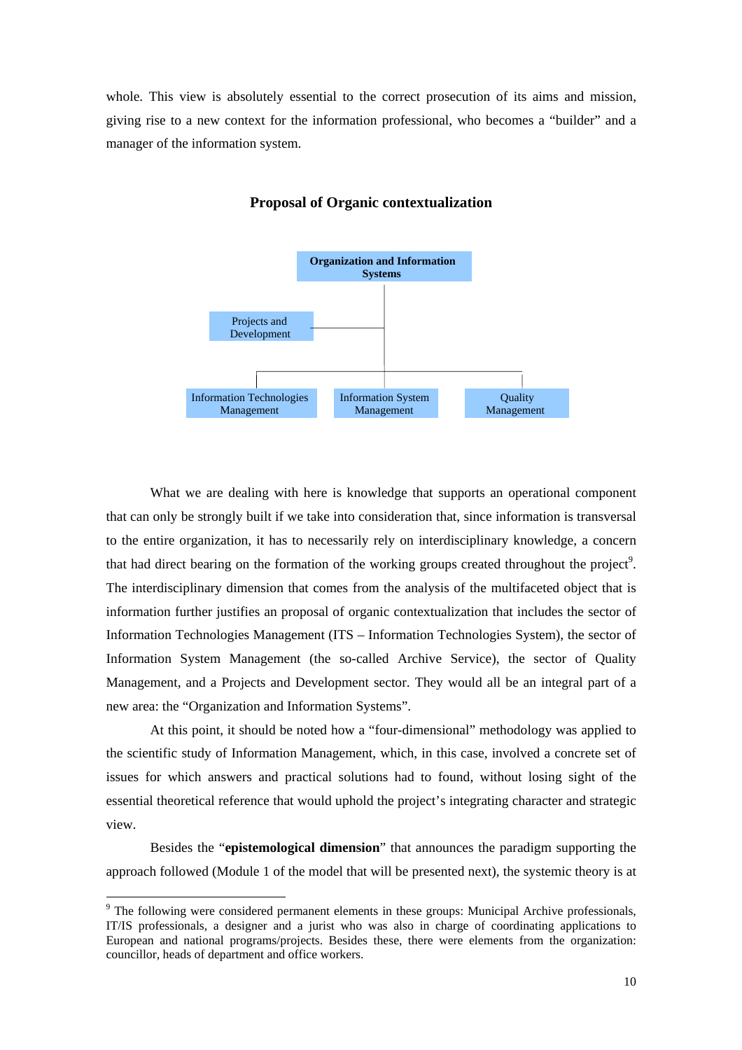whole. This view is absolutely essential to the correct prosecution of its aims and mission, giving rise to a new context for the information professional, who becomes a "builder" and a manager of the information system.

**Proposal of Organic contextualization**

**Organization and Information Systems**

Projects and Development

Information Technologies Management

Information System Management

Quality Management

What we are dealing with here is knowledge that supports an operational component that can only be strongly built if we take into consideration that, since information is transversal to the entire organization, it has to necessarily rely on interdisciplinary knowledge, a concern that had direct bearing on the formation of the working groups created throughout the project[9]. The interdisciplinary dimension that comes from the analysis of the multifaceted object that is information further justifies an proposal of organic contextualization that includes the sector of Information Technologies Management (ITS – Information Technologies System), the sector of Information System Management (the so-called Archive Service), the sector of Quality Management, and a Projects and Development sector. They would all be an integral part of a new area: the "Organization and Information Systems".

At this point, it should be noted how a "four-dimensional" methodology was applied to the scientific study of Information Management, which, in this case, involved a concrete set of issues for which answers and practical solutions had to found, without losing sight of the essential theoretical reference that would uphold the project's integrating character and strategic view.

Besides the "**epistemological dimension**" that announces the paradigm supporting the approach followed (Module 1 of the model that will be presented next), the systemic theory is at

---

[9] The following were considered permanent elements in these groups: Municipal Archive professionals, IT/IS professionals, a designer and a jurist who was also in charge of coordinating applications to European and national programs/projects. Besides these, there were elements from the organization: councillor, heads of department and office workers.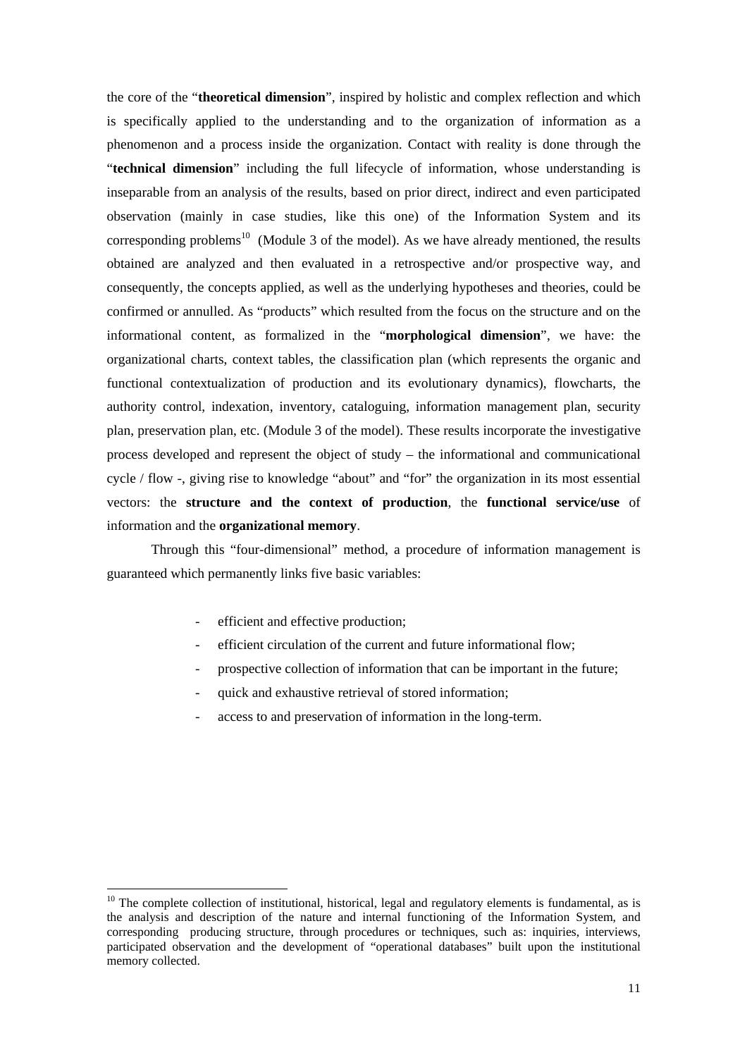the core of the "**theoretical dimension**", inspired by holistic and complex reflection and which is specifically applied to the understanding and to the organization of information as a phenomenon and a process inside the organization. Contact with reality is done through the "**technical dimension**" including the full lifecycle of information, whose understanding is inseparable from an analysis of the results, based on prior direct, indirect and even participated observation (mainly in case studies, like this one) of the Information System and its corresponding problems[10] (Module 3 of the model). As we have already mentioned, the results obtained are analyzed and then evaluated in a retrospective and/or prospective way, and consequently, the concepts applied, as well as the underlying hypotheses and theories, could be confirmed or annulled. As "products" which resulted from the focus on the structure and on the informational content, as formalized in the "**morphological dimension**", we have: the organizational charts, context tables, the classification plan (which represents the organic and functional contextualization of production and its evolutionary dynamics), flowcharts, the authority control, indexation, inventory, cataloguing, information management plan, security plan, preservation plan, etc. (Module 3 of the model). These results incorporate the investigative process developed and represent the object of study – the informational and communicational cycle / flow -, giving rise to knowledge "about" and "for" the organization in its most essential vectors: the **structure and the context of production**, the **functional service/use** of information and the **organizational memory**.

Through this "four-dimensional" method, a procedure of information management is guaranteed which permanently links five basic variables:

- efficient and effective production;
- efficient circulation of the current and future informational flow;
- prospective collection of information that can be important in the future;
- quick and exhaustive retrieval of stored information;
- access to and preservation of information in the long-term.

[10] The complete collection of institutional, historical, legal and regulatory elements is fundamental, as is the analysis and description of the nature and internal functioning of the Information System, and corresponding producing structure, through procedures or techniques, such as: inquiries, interviews, participated observation and the development of "operational databases" built upon the institutional memory collected.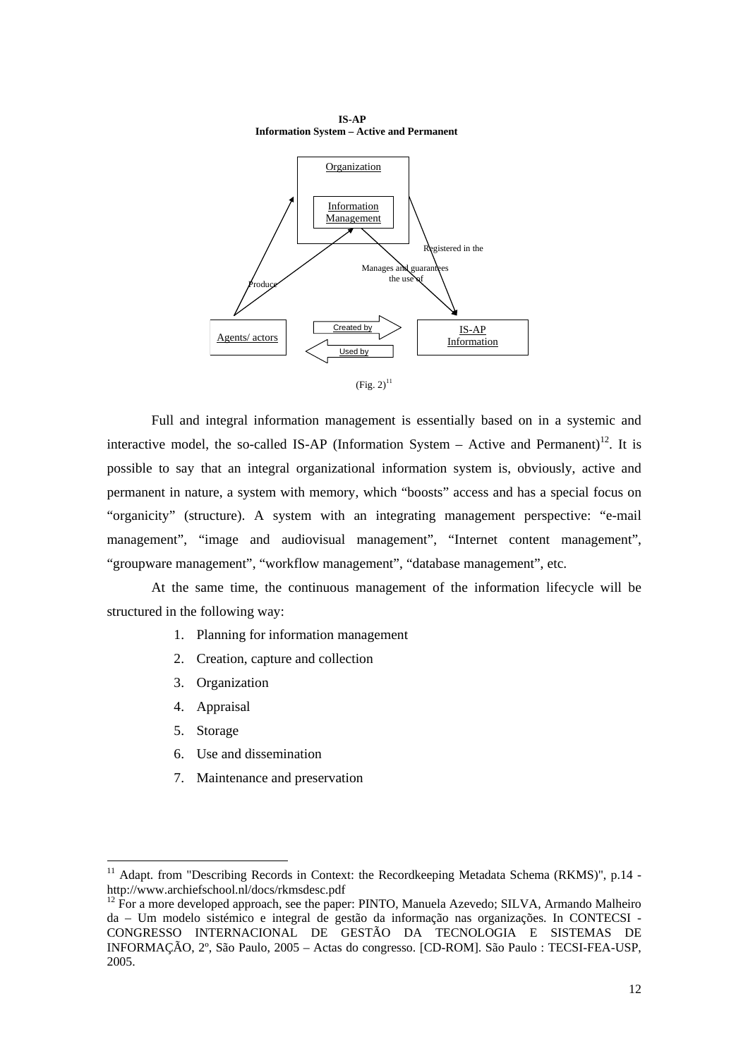**IS-AP**
**Information System – Active and Permanent**

Organization

Information Management

Registered in the

Manages and guarantees the use of

Produce

Agents/ actors

Created by

Used by

IS-AP Information

(Fig. 2)[11]

Full and integral information management is essentially based on in a systemic and interactive model, the so-called IS-AP (Information System – Active and Permanent)[12]. It is possible to say that an integral organizational information system is, obviously, active and permanent in nature, a system with memory, which "boosts" access and has a special focus on "organicity" (structure). A system with an integrating management perspective: "e-mail management", "image and audiovisual management", "Internet content management", "groupware management", "workflow management", "database management", etc.

At the same time, the continuous management of the information lifecycle will be structured in the following way:

1. Planning for information management
2. Creation, capture and collection
3. Organization
4. Appraisal
5. Storage
6. Use and dissemination
7. Maintenance and preservation

---

[11] Adapt. from "Describing Records in Context: the Recordkeeping Metadata Schema (RKMS)", p.14 - http://www.archiefschool.nl/docs/rkmsdesc.pdf

[12] For a more developed approach, see the paper: PINTO, Manuela Azevedo; SILVA, Armando Malheiro da – Um modelo sistémico e integral de gestão da informação nas organizações. In CONTECSI - CONGRESSO INTERNACIONAL DE GESTÃO DA TECNOLOGIA E SISTEMAS DE INFORMAÇÃO, 2º, São Paulo, 2005 – Actas do congresso. [CD-ROM]. São Paulo : TECSI-FEA-USP, 2005.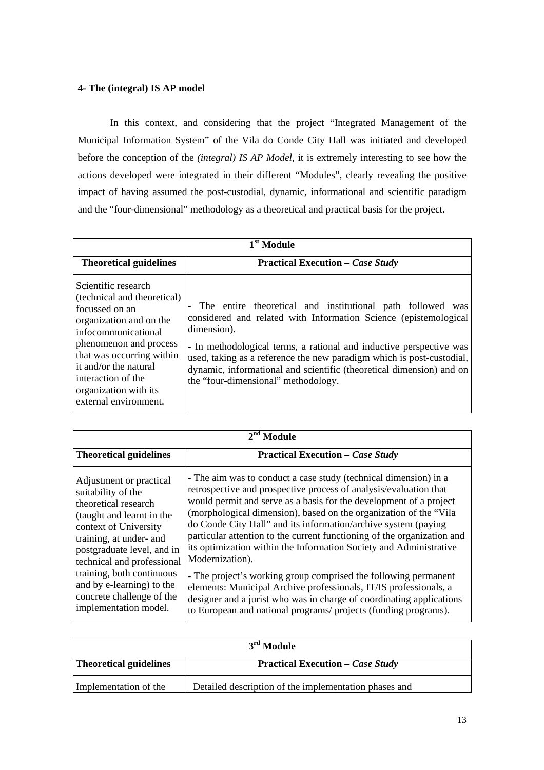**4- The (integral) IS AP model**

In this context, and considering that the project "Integrated Management of the Municipal Information System" of the Vila do Conde City Hall was initiated and developed before the conception of the *(integral) IS AP Model*, it is extremely interesting to see how the actions developed were integrated in their different "Modules", clearly revealing the positive impact of having assumed the post-custodial, dynamic, informational and scientific paradigm and the "four-dimensional" methodology as a theoretical and practical basis for the project.

| 1st Module | |
|---|---|
| **Theoretical guidelines** | **Practical Execution – *Case Study*** |
| Scientific research (technical and theoretical) focussed on an organization and on the infocommunicational phenomenon and process that was occurring within it and/or the natural interaction of the organization with its external environment. | - The entire theoretical and institutional path followed was considered and related with Information Science (epistemological dimension).<br>- In methodological terms, a rational and inductive perspective was used, taking as a reference the new paradigm which is post-custodial, dynamic, informational and scientific (theoretical dimension) and on the "four-dimensional" methodology. |

| 2nd Module | |
|---|---|
| **Theoretical guidelines** | **Practical Execution – *Case Study*** |
| Adjustment or practical suitability of the theoretical research (taught and learnt in the context of University training, at under- and postgraduate level, and in technical and professional training, both continuous and by e-learning) to the concrete challenge of the implementation model. | - The aim was to conduct a case study (technical dimension) in a retrospective and prospective process of analysis/evaluation that would permit and serve as a basis for the development of a project (morphological dimension), based on the organization of the "Vila do Conde City Hall" and its information/archive system (paying particular attention to the current functioning of the organization and its optimization within the Information Society and Administrative Modernization).<br>- The project's working group comprised the following permanent elements: Municipal Archive professionals, IT/IS professionals, a designer and a jurist who was in charge of coordinating applications to European and national programs/ projects (funding programs). |

| 3rd Module | |
|---|---|
| **Theoretical guidelines** | **Practical Execution – *Case Study*** |
| Implementation of the | Detailed description of the implementation phases and |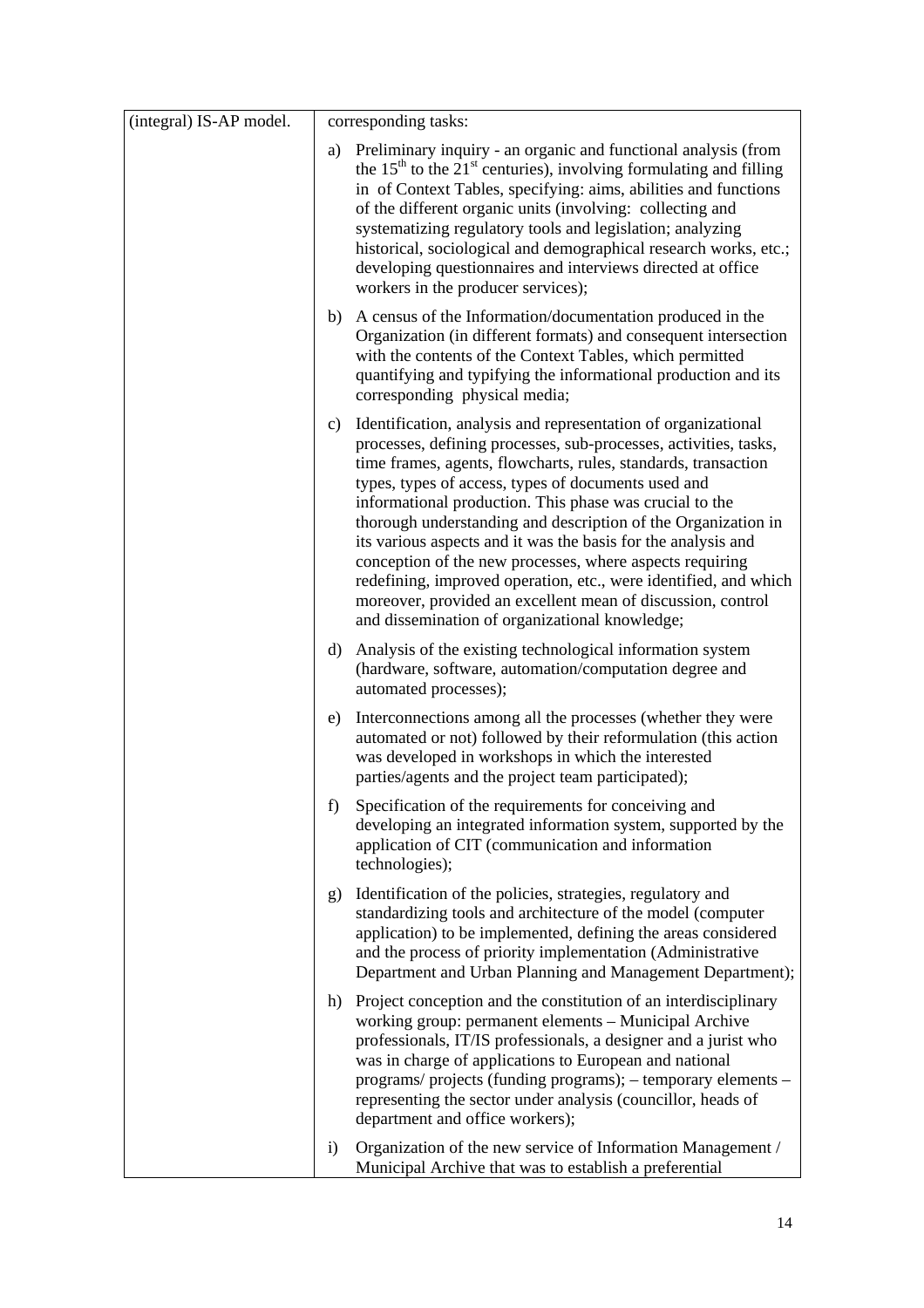| (integral) IS-AP model. | corresponding tasks:<br><br>a) Preliminary inquiry - an organic and functional analysis (from the $15^{th}$ to the $21^{st}$ centuries), involving formulating and filling in of Context Tables, specifying: aims, abilities and functions of the different organic units (involving: collecting and systematizing regulatory tools and legislation; analyzing historical, sociological and demographical research works, etc.; developing questionnaires and interviews directed at office workers in the producer services);<br><br>b) A census of the Information/documentation produced in the Organization (in different formats) and consequent intersection with the contents of the Context Tables, which permitted quantifying and typifying the informational production and its corresponding physical media;<br><br>c) Identification, analysis and representation of organizational processes, defining processes, sub-processes, activities, tasks, time frames, agents, flowcharts, rules, standards, transaction types, types of access, types of documents used and informational production. This phase was crucial to the thorough understanding and description of the Organization in its various aspects and it was the basis for the analysis and conception of the new processes, where aspects requiring redefining, improved operation, etc., were identified, and which moreover, provided an excellent mean of discussion, control and dissemination of organizational knowledge;<br><br>d) Analysis of the existing technological information system (hardware, software, automation/computation degree and automated processes);<br><br>e) Interconnections among all the processes (whether they were automated or not) followed by their reformulation (this action was developed in workshops in which the interested parties/agents and the project team participated);<br><br>f) Specification of the requirements for conceiving and developing an integrated information system, supported by the application of CIT (communication and information technologies);<br><br>g) Identification of the policies, strategies, regulatory and standardizing tools and architecture of the model (computer application) to be implemented, defining the areas considered and the process of priority implementation (Administrative Department and Urban Planning and Management Department);<br><br>h) Project conception and the constitution of an interdisciplinary working group: permanent elements – Municipal Archive professionals, IT/IS professionals, a designer and a jurist who was in charge of applications to European and national programs/ projects (funding programs); – temporary elements – representing the sector under analysis (councillor, heads of department and office workers);<br><br>i) Organization of the new service of Information Management / Municipal Archive that was to establish a preferential |
|---|---|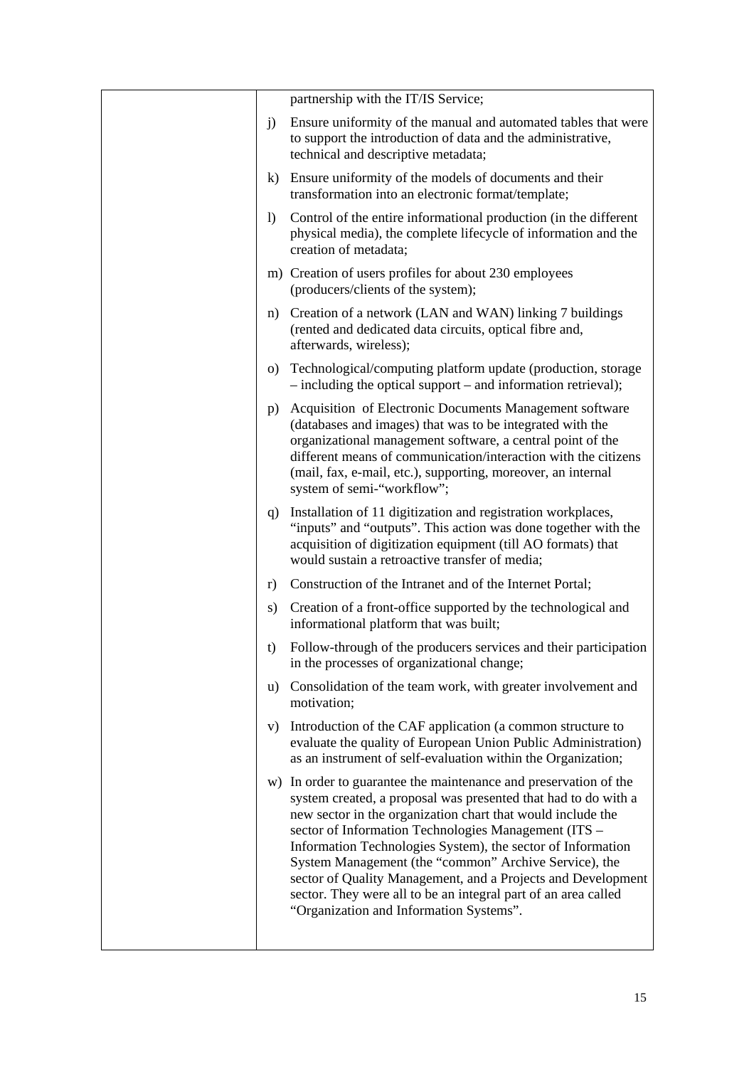| | partnership with the IT/IS Service;<br><br>j) Ensure uniformity of the manual and automated tables that were to support the introduction of data and the administrative, technical and descriptive metadata;<br><br>k) Ensure uniformity of the models of documents and their transformation into an electronic format/template;<br><br>l) Control of the entire informational production (in the different physical media), the complete lifecycle of information and the creation of metadata;<br><br>m) Creation of users profiles for about 230 employees (producers/clients of the system);<br><br>n) Creation of a network (LAN and WAN) linking 7 buildings (rented and dedicated data circuits, optical fibre and, afterwards, wireless);<br><br>o) Technological/computing platform update (production, storage – including the optical support – and information retrieval);<br><br>p) Acquisition of Electronic Documents Management software (databases and images) that was to be integrated with the organizational management software, a central point of the different means of communication/interaction with the citizens (mail, fax, e-mail, etc.), supporting, moreover, an internal system of semi-"workflow";<br><br>q) Installation of 11 digitization and registration workplaces, "inputs" and "outputs". This action was done together with the acquisition of digitization equipment (till AO formats) that would sustain a retroactive transfer of media;<br><br>r) Construction of the Intranet and of the Internet Portal;<br><br>s) Creation of a front-office supported by the technological and informational platform that was built;<br><br>t) Follow-through of the producers services and their participation in the processes of organizational change;<br><br>u) Consolidation of the team work, with greater involvement and motivation;<br><br>v) Introduction of the CAF application (a common structure to evaluate the quality of European Union Public Administration) as an instrument of self-evaluation within the Organization;<br><br>w) In order to guarantee the maintenance and preservation of the system created, a proposal was presented that had to do with a new sector in the organization chart that would include the sector of Information Technologies Management (ITS – Information Technologies System), the sector of Information System Management (the "common" Archive Service), the sector of Quality Management, and a Projects and Development sector. They were all to be an integral part of an area called "Organization and Information Systems". |
|---|---|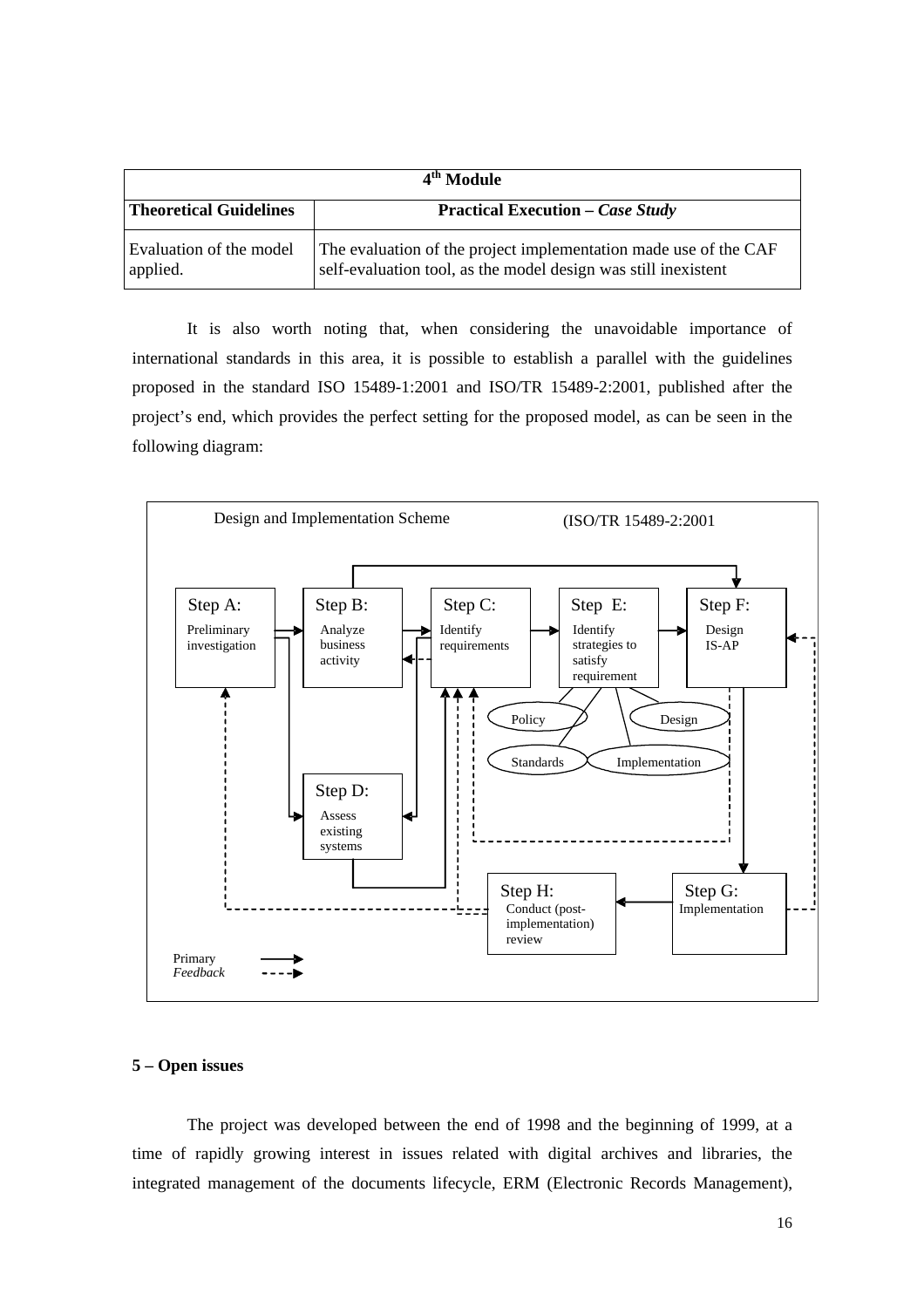| 4th Module | |
|---|---|
| **Theoretical Guidelines** | **Practical Execution – *Case Study*** |
| Evaluation of the model applied. | The evaluation of the project implementation made use of the CAF self-evaluation tool, as the model design was still inexistent |

It is also worth noting that, when considering the unavoidable importance of international standards in this area, it is possible to establish a parallel with the guidelines proposed in the standard ISO 15489-1:2001 and ISO/TR 15489-2:2001, published after the project's end, which provides the perfect setting for the proposed model, as can be seen in the following diagram:

Design and Implementation Scheme (ISO/TR 15489-2:2001

- Step A: Preliminary investigation
- Step B: Analyze business activity
- Step C: Identify requirements
- Step D: Assess existing systems
- Step E: Identify strategies to satisfy requirement (Policy, Design, Standards, Implementation)
- Step F: Design IS-AP
- Step G: Implementation
- Step H: Conduct (post-implementation) review

Primary →
*Feedback* - - →

## 5 – Open issues

The project was developed between the end of 1998 and the beginning of 1999, at a time of rapidly growing interest in issues related with digital archives and libraries, the integrated management of the documents lifecycle, ERM (Electronic Records Management),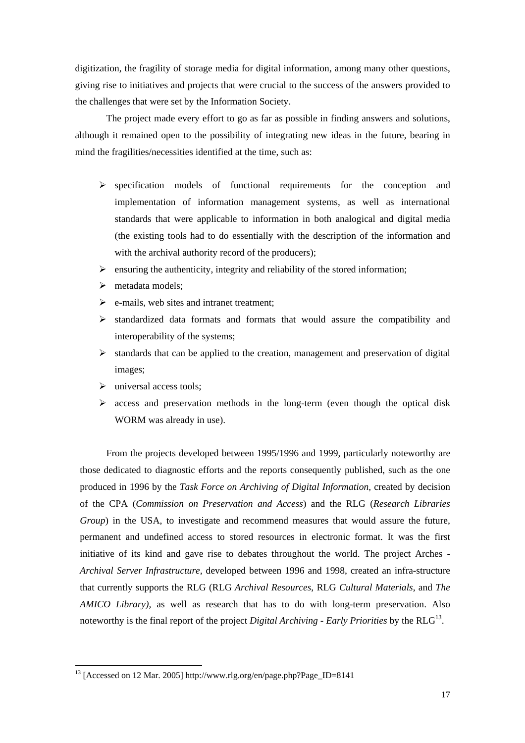digitization, the fragility of storage media for digital information, among many other questions, giving rise to initiatives and projects that were crucial to the success of the answers provided to the challenges that were set by the Information Society.

The project made every effort to go as far as possible in finding answers and solutions, although it remained open to the possibility of integrating new ideas in the future, bearing in mind the fragilities/necessities identified at the time, such as:

- specification models of functional requirements for the conception and implementation of information management systems, as well as international standards that were applicable to information in both analogical and digital media (the existing tools had to do essentially with the description of the information and with the archival authority record of the producers);
- ensuring the authenticity, integrity and reliability of the stored information;
- metadata models;
- e-mails, web sites and intranet treatment;
- standardized data formats and formats that would assure the compatibility and interoperability of the systems;
- standards that can be applied to the creation, management and preservation of digital images;
- universal access tools;
- access and preservation methods in the long-term (even though the optical disk WORM was already in use).

From the projects developed between 1995/1996 and 1999, particularly noteworthy are those dedicated to diagnostic efforts and the reports consequently published, such as the one produced in 1996 by the *Task Force on Archiving of Digital Information*, created by decision of the CPA (*Commission on Preservation and Access*) and the RLG (*Research Libraries Group*) in the USA, to investigate and recommend measures that would assure the future, permanent and undefined access to stored resources in electronic format. It was the first initiative of its kind and gave rise to debates throughout the world. The project Arches - *Archival Server Infrastructure*, developed between 1996 and 1998, created an infra-structure that currently supports the RLG (RLG *Archival Resources*, RLG *Cultural Materials*, and *The AMICO Library),* as well as research that has to do with long-term preservation. Also noteworthy is the final report of the project *Digital Archiving - Early Priorities* by the RLG[13].

---

[13] [Accessed on 12 Mar. 2005] http://www.rlg.org/en/page.php?Page_ID=8141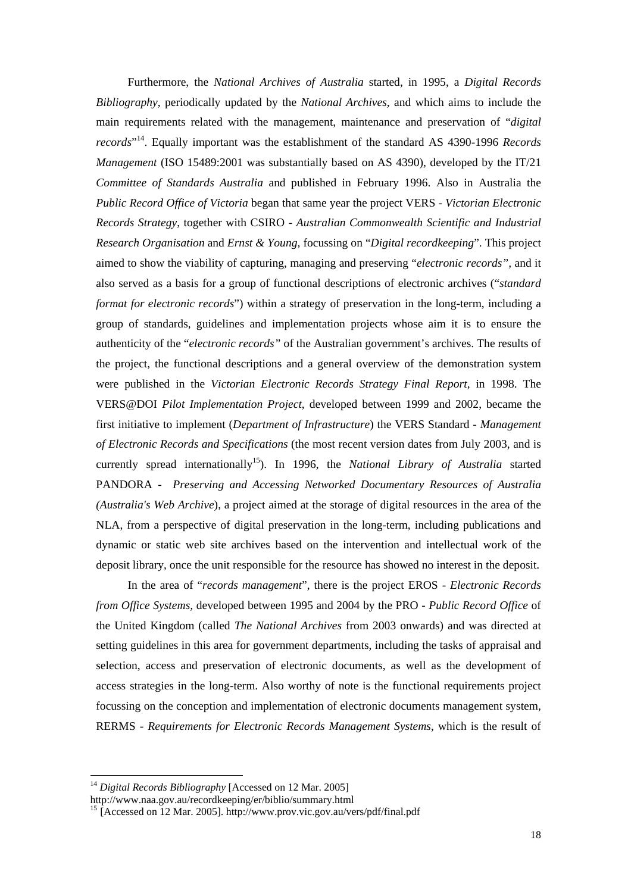Furthermore, the *National Archives of Australia* started, in 1995, a *Digital Records Bibliography*, periodically updated by the *National Archives,* and which aims to include the main requirements related with the management, maintenance and preservation of "*digital records*"[14]. Equally important was the establishment of the standard AS 4390-1996 *Records Management* (ISO 15489:2001 was substantially based on AS 4390), developed by the IT/21 *Committee of Standards Australia* and published in February 1996. Also in Australia the *Public Record Office of Victoria* began that same year the project VERS - *Victorian Electronic Records Strategy*, together with CSIRO - *Australian Commonwealth Scientific and Industrial Research Organisation* and *Ernst & Young,* focussing on "*Digital recordkeeping*". This project aimed to show the viability of capturing, managing and preserving "*electronic records",* and it also served as a basis for a group of functional descriptions of electronic archives ("*standard format for electronic records*") within a strategy of preservation in the long-term, including a group of standards, guidelines and implementation projects whose aim it is to ensure the authenticity of the "*electronic records"* of the Australian government's archives. The results of the project, the functional descriptions and a general overview of the demonstration system were published in the *Victorian Electronic Records Strategy Final Report*, in 1998. The VERS@DOI *Pilot Implementation Project*, developed between 1999 and 2002, became the first initiative to implement (*Department of Infrastructure*) the VERS Standard - *Management of Electronic Records and Specifications* (the most recent version dates from July 2003, and is currently spread internationally[15]). In 1996, the *National Library of Australia* started PANDORA - *Preserving and Accessing Networked Documentary Resources of Australia (Australia's Web Archive*), a project aimed at the storage of digital resources in the area of the NLA, from a perspective of digital preservation in the long-term, including publications and dynamic or static web site archives based on the intervention and intellectual work of the deposit library, once the unit responsible for the resource has showed no interest in the deposit.

In the area of "*records management*", there is the project EROS - *Electronic Records from Office Systems*, developed between 1995 and 2004 by the PRO - *Public Record Office* of the United Kingdom (called *The National Archives* from 2003 onwards) and was directed at setting guidelines in this area for government departments, including the tasks of appraisal and selection, access and preservation of electronic documents, as well as the development of access strategies in the long-term. Also worthy of note is the functional requirements project focussing on the conception and implementation of electronic documents management system, RERMS - *Requirements for Electronic Records Management Systems*, which is the result of

---

[14] *Digital Records Bibliography* [Accessed on 12 Mar. 2005] http://www.naa.gov.au/recordkeeping/er/biblio/summary.html

[15] [Accessed on 12 Mar. 2005]. http://www.prov.vic.gov.au/vers/pdf/final.pdf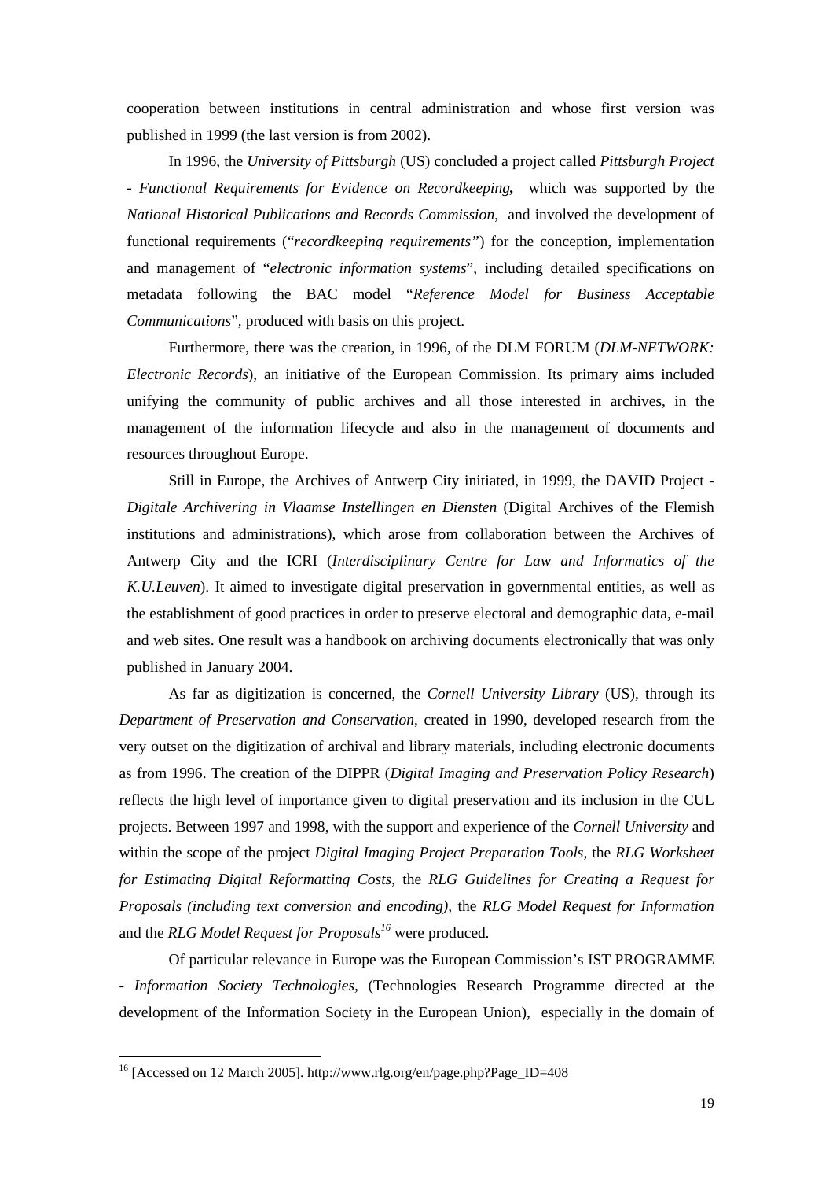cooperation between institutions in central administration and whose first version was published in 1999 (the last version is from 2002).

In 1996, the *University of Pittsburgh* (US) concluded a project called *Pittsburgh Project - Functional Requirements for Evidence on Recordkeeping*, which was supported by the *National Historical Publications and Records Commission*, and involved the development of functional requirements ("*recordkeeping requirements*") for the conception, implementation and management of "*electronic information systems*", including detailed specifications on metadata following the BAC model "*Reference Model for Business Acceptable Communications*", produced with basis on this project.

Furthermore, there was the creation, in 1996, of the DLM FORUM (*DLM-NETWORK: Electronic Records*), an initiative of the European Commission. Its primary aims included unifying the community of public archives and all those interested in archives, in the management of the information lifecycle and also in the management of documents and resources throughout Europe.

Still in Europe, the Archives of Antwerp City initiated, in 1999, the DAVID Project - *Digitale Archivering in Vlaamse Instellingen en Diensten* (Digital Archives of the Flemish institutions and administrations), which arose from collaboration between the Archives of Antwerp City and the ICRI (*Interdisciplinary Centre for Law and Informatics of the K.U.Leuven*). It aimed to investigate digital preservation in governmental entities, as well as the establishment of good practices in order to preserve electoral and demographic data, e-mail and web sites. One result was a handbook on archiving documents electronically that was only published in January 2004.

As far as digitization is concerned, the *Cornell University Library* (US), through its *Department of Preservation and Conservation*, created in 1990, developed research from the very outset on the digitization of archival and library materials, including electronic documents as from 1996. The creation of the DIPPR (*Digital Imaging and Preservation Policy Research*) reflects the high level of importance given to digital preservation and its inclusion in the CUL projects. Between 1997 and 1998, with the support and experience of the *Cornell University* and within the scope of the project *Digital Imaging Project Preparation Tools*, the *RLG Worksheet for Estimating Digital Reformatting Costs*, the *RLG Guidelines for Creating a Request for Proposals (including text conversion and encoding)*, the *RLG Model Request for Information* and the *RLG Model Request for Proposals*[16] were produced.

Of particular relevance in Europe was the European Commission's IST PROGRAMME - *Information Society Technologies*, (Technologies Research Programme directed at the development of the Information Society in the European Union), especially in the domain of

---

[16] [Accessed on 12 March 2005]. http://www.rlg.org/en/page.php?Page_ID=408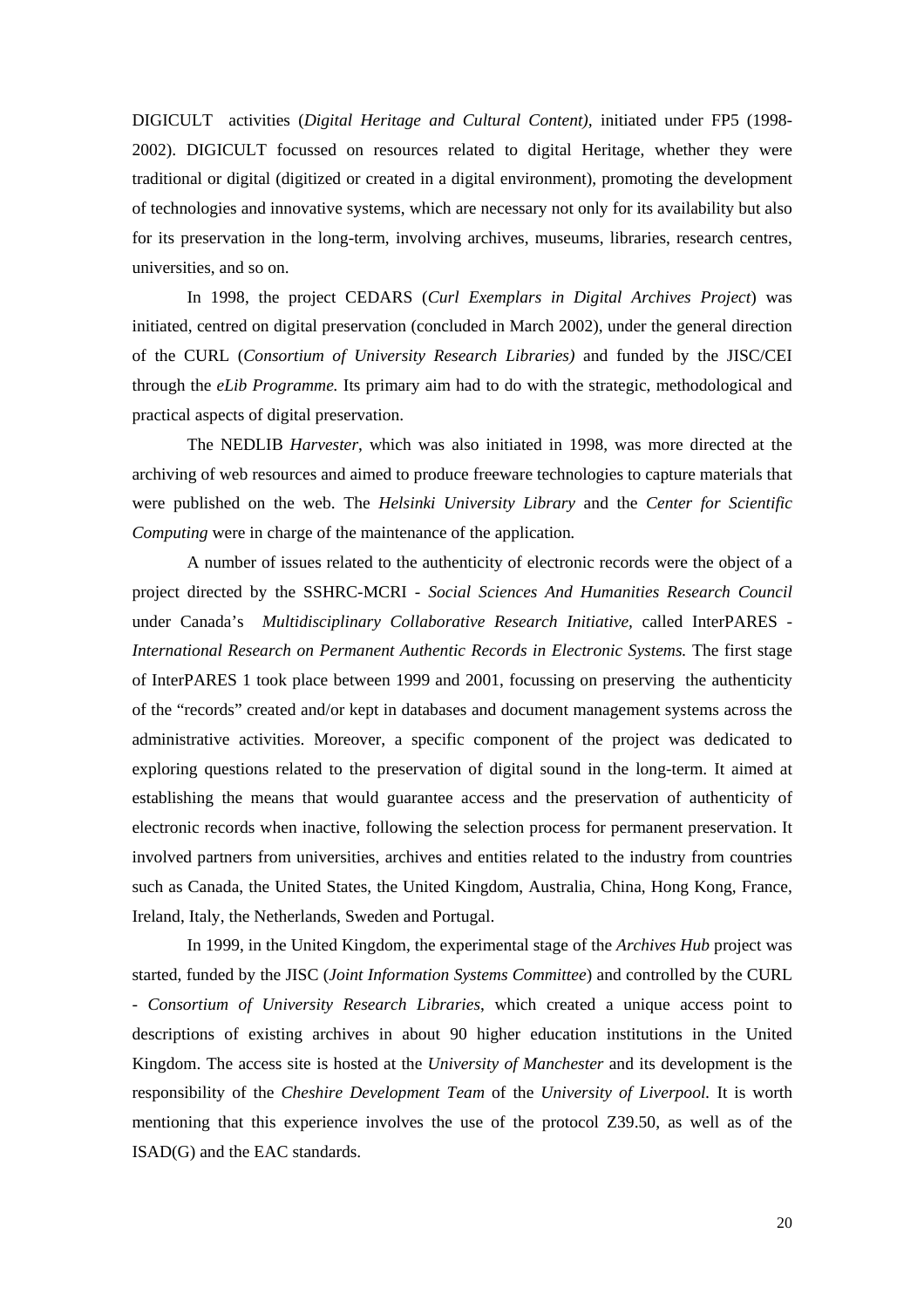DIGICULT activities (*Digital Heritage and Cultural Content),* initiated under FP5 (1998-2002). DIGICULT focussed on resources related to digital Heritage, whether they were traditional or digital (digitized or created in a digital environment), promoting the development of technologies and innovative systems, which are necessary not only for its availability but also for its preservation in the long-term, involving archives, museums, libraries, research centres, universities, and so on.

In 1998, the project CEDARS (*Curl Exemplars in Digital Archives Project*) was initiated, centred on digital preservation (concluded in March 2002), under the general direction of the CURL (*Consortium of University Research Libraries)* and funded by the JISC/CEI through the *eLib Programme.* Its primary aim had to do with the strategic, methodological and practical aspects of digital preservation.

The NEDLIB *Harvester*, which was also initiated in 1998, was more directed at the archiving of web resources and aimed to produce freeware technologies to capture materials that were published on the web. The *Helsinki University Library* and the *Center for Scientific Computing* were in charge of the maintenance of the application*.*

A number of issues related to the authenticity of electronic records were the object of a project directed by the SSHRC-MCRI - *Social Sciences And Humanities Research Council* under Canada's *Multidisciplinary Collaborative Research Initiative,* called InterPARES - *International Research on Permanent Authentic Records in Electronic Systems.* The first stage of InterPARES 1 took place between 1999 and 2001, focussing on preserving the authenticity of the "records" created and/or kept in databases and document management systems across the administrative activities. Moreover, a specific component of the project was dedicated to exploring questions related to the preservation of digital sound in the long-term. It aimed at establishing the means that would guarantee access and the preservation of authenticity of electronic records when inactive, following the selection process for permanent preservation. It involved partners from universities, archives and entities related to the industry from countries such as Canada, the United States, the United Kingdom, Australia, China, Hong Kong, France, Ireland, Italy, the Netherlands, Sweden and Portugal.

In 1999, in the United Kingdom, the experimental stage of the *Archives Hub* project was started, funded by the JISC (*Joint Information Systems Committee*) and controlled by the CURL - *Consortium of University Research Libraries*, which created a unique access point to descriptions of existing archives in about 90 higher education institutions in the United Kingdom. The access site is hosted at the *University of Manchester* and its development is the responsibility of the *Cheshire Development Team* of the *University of Liverpool.* It is worth mentioning that this experience involves the use of the protocol Z39.50, as well as of the ISAD(G) and the EAC standards.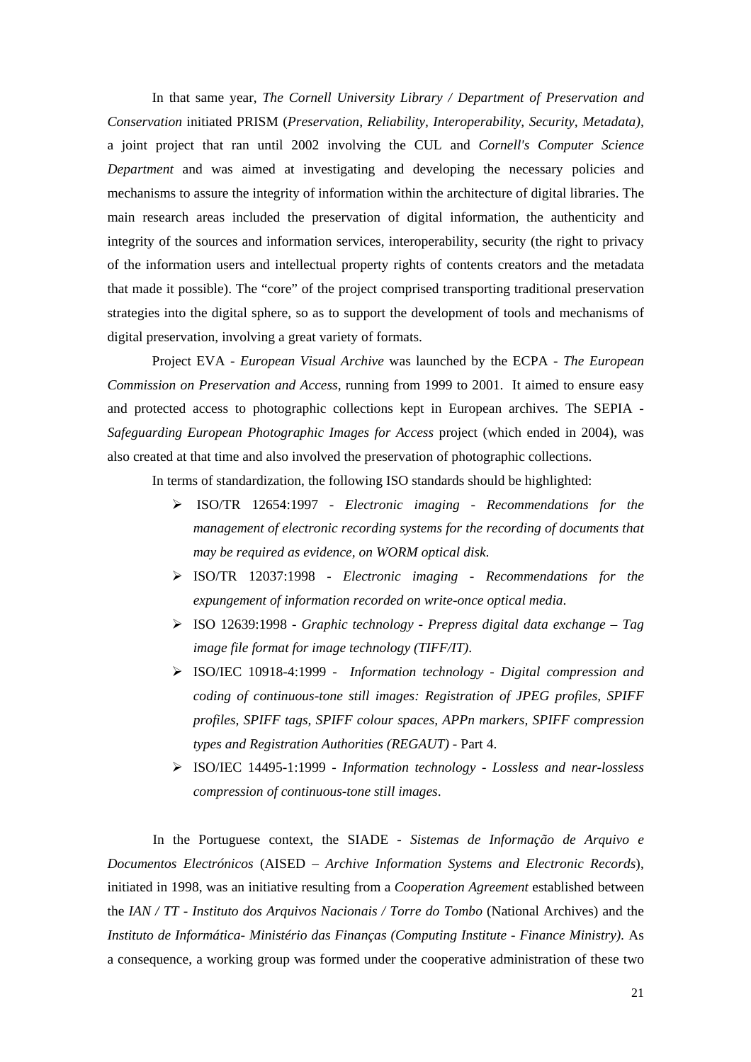In that same year, *The Cornell University Library / Department of Preservation and Conservation* initiated PRISM (*Preservation, Reliability, Interoperability, Security, Metadata),* a joint project that ran until 2002 involving the CUL and *Cornell's Computer Science Department* and was aimed at investigating and developing the necessary policies and mechanisms to assure the integrity of information within the architecture of digital libraries. The main research areas included the preservation of digital information, the authenticity and integrity of the sources and information services, interoperability, security (the right to privacy of the information users and intellectual property rights of contents creators and the metadata that made it possible). The "core" of the project comprised transporting traditional preservation strategies into the digital sphere, so as to support the development of tools and mechanisms of digital preservation, involving a great variety of formats.

Project EVA - *European Visual Archive* was launched by the ECPA - *The European Commission on Preservation and Access*, running from 1999 to 2001. It aimed to ensure easy and protected access to photographic collections kept in European archives. The SEPIA - *Safeguarding European Photographic Images for Access* project (which ended in 2004), was also created at that time and also involved the preservation of photographic collections.

In terms of standardization, the following ISO standards should be highlighted:

- ISO/TR 12654:1997 - *Electronic imaging - Recommendations for the management of electronic recording systems for the recording of documents that may be required as evidence, on WORM optical disk.*
- ISO/TR 12037:1998 - *Electronic imaging - Recommendations for the expungement of information recorded on write-once optical media.*
- ISO 12639:1998 - *Graphic technology - Prepress digital data exchange – Tag image file format for image technology (TIFF/IT)*.
- ISO/IEC 10918-4:1999 - *Information technology - Digital compression and coding of continuous-tone still images: Registration of JPEG profiles, SPIFF profiles, SPIFF tags, SPIFF colour spaces, APPn markers, SPIFF compression types and Registration Authorities (REGAUT)* - Part 4.
- ISO/IEC 14495-1:1999 - *Information technology - Lossless and near-lossless compression of continuous-tone still images*.

In the Portuguese context, the SIADE - *Sistemas de Informação de Arquivo e Documentos Electrónicos* (AISED – *Archive Information Systems and Electronic Records*), initiated in 1998, was an initiative resulting from a *Cooperation Agreement* established between the *IAN / TT - Instituto dos Arquivos Nacionais / Torre do Tombo* (National Archives) and the *Instituto de Informática- Ministério das Finanças (Computing Institute - Finance Ministry).* As a consequence, a working group was formed under the cooperative administration of these two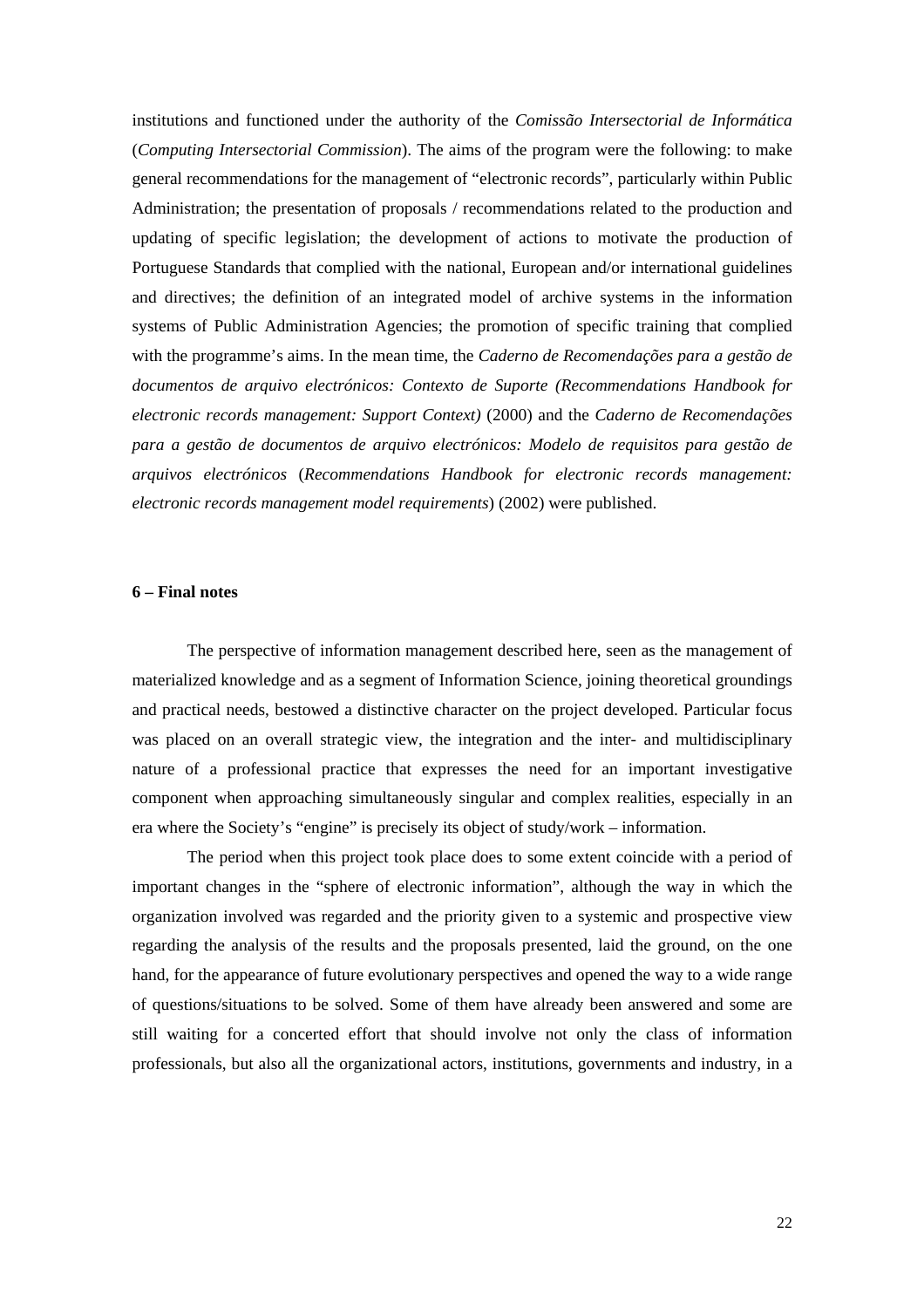institutions and functioned under the authority of the *Comissão Intersectorial de Informática* (*Computing Intersectorial Commission*). The aims of the program were the following: to make general recommendations for the management of "electronic records", particularly within Public Administration; the presentation of proposals / recommendations related to the production and updating of specific legislation; the development of actions to motivate the production of Portuguese Standards that complied with the national, European and/or international guidelines and directives; the definition of an integrated model of archive systems in the information systems of Public Administration Agencies; the promotion of specific training that complied with the programme's aims. In the mean time, the *Caderno de Recomendações para a gestão de documentos de arquivo electrónicos: Contexto de Suporte (Recommendations Handbook for electronic records management: Support Context)* (2000) and the *Caderno de Recomendações para a gestão de documentos de arquivo electrónicos: Modelo de requisitos para gestão de arquivos electrónicos* (*Recommendations Handbook for electronic records management: electronic records management model requirements*) (2002) were published.

### 6 – Final notes

The perspective of information management described here, seen as the management of materialized knowledge and as a segment of Information Science, joining theoretical groundings and practical needs, bestowed a distinctive character on the project developed. Particular focus was placed on an overall strategic view, the integration and the inter- and multidisciplinary nature of a professional practice that expresses the need for an important investigative component when approaching simultaneously singular and complex realities, especially in an era where the Society's "engine" is precisely its object of study/work – information.

The period when this project took place does to some extent coincide with a period of important changes in the "sphere of electronic information", although the way in which the organization involved was regarded and the priority given to a systemic and prospective view regarding the analysis of the results and the proposals presented, laid the ground, on the one hand, for the appearance of future evolutionary perspectives and opened the way to a wide range of questions/situations to be solved. Some of them have already been answered and some are still waiting for a concerted effort that should involve not only the class of information professionals, but also all the organizational actors, institutions, governments and industry, in a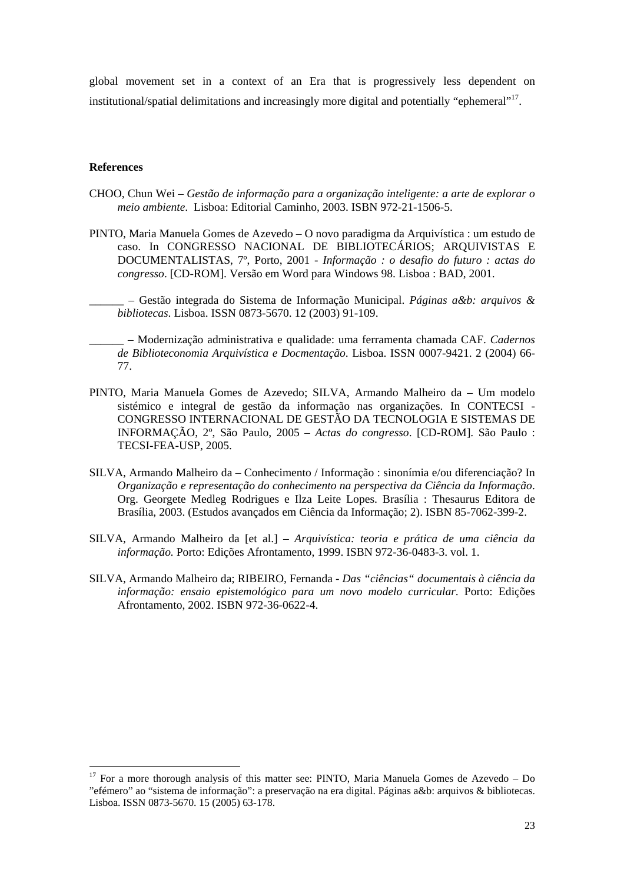global movement set in a context of an Era that is progressively less dependent on institutional/spatial delimitations and increasingly more digital and potentially "ephemeral"[17].

**References**

CHOO, Chun Wei – *Gestão de informação para a organização inteligente: a arte de explorar o meio ambiente*. Lisboa: Editorial Caminho, 2003. ISBN 972-21-1506-5.

PINTO, Maria Manuela Gomes de Azevedo – O novo paradigma da Arquivística : um estudo de caso. In CONGRESSO NACIONAL DE BIBLIOTECÁRIOS; ARQUIVISTAS E DOCUMENTALISTAS, 7º, Porto, 2001 - *Informação : o desafio do futuro : actas do congresso*. [CD-ROM]. Versão em Word para Windows 98. Lisboa : BAD, 2001.

______ – Gestão integrada do Sistema de Informação Municipal. *Páginas a&b: arquivos & bibliotecas*. Lisboa. ISSN 0873-5670. 12 (2003) 91-109.

______ – Modernização administrativa e qualidade: uma ferramenta chamada CAF. *Cadernos de Biblioteconomia Arquivística e Docmentação*. Lisboa. ISSN 0007-9421. 2 (2004) 66-77.

PINTO, Maria Manuela Gomes de Azevedo; SILVA, Armando Malheiro da – Um modelo sistémico e integral de gestão da informação nas organizações. In CONTECSI - CONGRESSO INTERNACIONAL DE GESTÃO DA TECNOLOGIA E SISTEMAS DE INFORMAÇÃO, 2º, São Paulo, 2005 – *Actas do congresso*. [CD-ROM]. São Paulo : TECSI-FEA-USP, 2005.

SILVA, Armando Malheiro da – Conhecimento / Informação : sinonímia e/ou diferenciação? In *Organização e representação do conhecimento na perspectiva da Ciência da Informação*. Org. Georgete Medleg Rodrigues e Ilza Leite Lopes. Brasília : Thesaurus Editora de Brasília, 2003. (Estudos avançados em Ciência da Informação; 2). ISBN 85-7062-399-2.

SILVA, Armando Malheiro da [et al.] – *Arquivística: teoria e prática de uma ciência da informação.* Porto: Edições Afrontamento, 1999. ISBN 972-36-0483-3. vol. 1.

SILVA, Armando Malheiro da; RIBEIRO, Fernanda - *Das "ciências" documentais à ciência da informação: ensaio epistemológico para um novo modelo curricular*. Porto: Edições Afrontamento, 2002. ISBN 972-36-0622-4.

---

[17] For a more thorough analysis of this matter see: PINTO, Maria Manuela Gomes de Azevedo – Do "efémero" ao "sistema de informação": a preservação na era digital. Páginas a&b: arquivos & bibliotecas. Lisboa. ISSN 0873-5670. 15 (2005) 63-178.